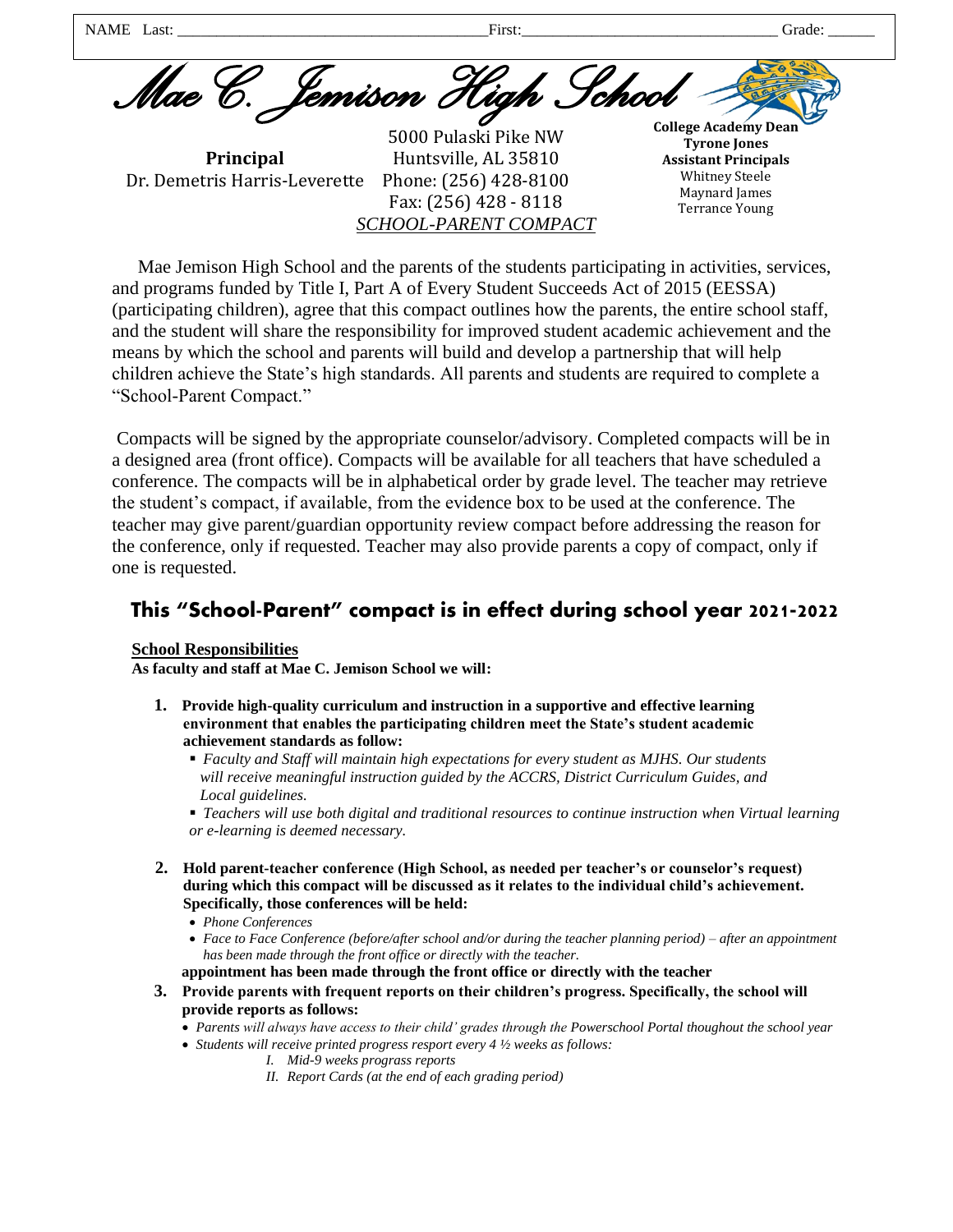NAME Last: ______________________________________ First: ________________________________ Grade: ______

# Mae C. Jemison High School

**Principal**
Dr. Demetris Harris-Leverette

5000 Pulaski Pike NW
Huntsville, AL 35810
Phone: (256) 428-8100
Fax: (256) 428 - 8118

**College Academy Dean**
**Tyrone Jones**
**Assistant Principals**
Whitney Steele
Maynard James
Terrance Young

*SCHOOL-PARENT COMPACT*

Mae Jemison High School and the parents of the students participating in activities, services, and programs funded by Title I, Part A of Every Student Succeeds Act of 2015 (EESSA) (participating children), agree that this compact outlines how the parents, the entire school staff, and the student will share the responsibility for improved student academic achievement and the means by which the school and parents will build and develop a partnership that will help children achieve the State's high standards. All parents and students are required to complete a "School-Parent Compact."

Compacts will be signed by the appropriate counselor/advisory. Completed compacts will be in a designed area (front office). Compacts will be available for all teachers that have scheduled a conference. The compacts will be in alphabetical order by grade level. The teacher may retrieve the student's compact, if available, from the evidence box to be used at the conference. The teacher may give parent/guardian opportunity review compact before addressing the reason for the conference, only if requested. Teacher may also provide parents a copy of compact, only if one is requested.

## This "School-Parent" compact is in effect during school year 2021-2022

**School Responsibilities**

**As faculty and staff at Mae C. Jemison School we will:**

1. **Provide high-quality curriculum and instruction in a supportive and effective learning environment that enables the participating children meet the State's student academic achievement standards as follow:**
   - *Faculty and Staff will maintain high expectations for every student as MJHS. Our students will receive meaningful instruction guided by the ACCRS, District Curriculum Guides, and Local guidelines.*
   - *Teachers will use both digital and traditional resources to continue instruction when Virtual learning or e-learning is deemed necessary.*

2. **Hold parent-teacher conference (High School, as needed per teacher's or counselor's request) during which this compact will be discussed as it relates to the individual child's achievement. Specifically, those conferences will be held:**
   - *Phone Conferences*
   - *Face to Face Conference (before/after school and/or during the teacher planning period) – after an appointment has been made through the front office or directly with the teacher.*

   **appointment has been made through the front office or directly with the teacher**

3. **Provide parents with frequent reports on their children's progress. Specifically, the school will provide reports as follows:**
   - *Parents will always have access to their child' grades through the Powerschool Portal thoughout the school year*
   - *Students will receive printed progress resport every 4 ½ weeks as follows:*
     - I. *Mid-9 weeks prograss reports*
     - II. *Report Cards (at the end of each grading period)*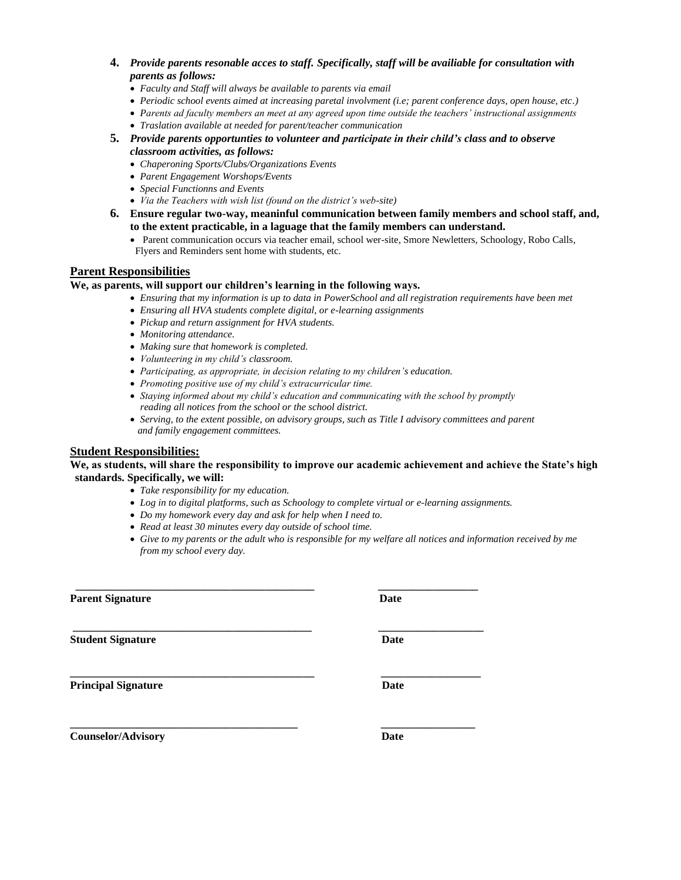4. ***Provide parents resonable acces to staff. Specifically, staff will be availiable for consultation with parents as follows:***
   - *Faculty and Staff will always be available to parents via email*
   - *Periodic school events aimed at increasing paretal involvment (i.e; parent conference days, open house, etc.)*
   - *Parents ad faculty members an meet at any agreed upon time outside the teachers' instructional assignments*
   - *Traslation available at needed for parent/teacher communication*
5. ***Provide parents opportunities to volunteer and participate in their child's class and to observe classroom activities, as follows:***
   - *Chaperoning Sports/Clubs/Organizations Events*
   - *Parent Engagement Worshops/Events*
   - *Special Functionns and Events*
   - *Via the Teachers with wish list (found on the district's web-site)*
6. **Ensure regular two-way, meaninful communication between family members and school staff, and, to the extent practicable, in a laguage that the family members can understand.**
   - Parent communication occurs via teacher email, school wer-site, Smore Newletters, Schoology, Robo Calls, Flyers and Reminders sent home with students, etc.

## Parent Responsibilities

**We, as parents, will support our children's learning in the following ways.**

- *Ensuring that my information is up to data in PowerSchool and all registration requirements have been met*
- *Ensuring all HVA students complete digital, or e-learning assignments*
- *Pickup and return assignment for HVA students.*
- *Monitoring attendance.*
- *Making sure that homework is completed.*
- *Volunteering in my child's classroom.*
- *Participating, as appropriate, in decision relating to my children's education.*
- *Promoting positive use of my child's extracurricular time.*
- *Staying informed about my child's education and communicating with the school by promptly reading all notices from the school or the school district.*
- *Serving, to the extent possible, on advisory groups, such as Title I advisory committees and parent and family engagement committees.*

## Student Responsibilities:

**We, as students, will share the responsibility to improve our academic achievement and achieve the State's high standards. Specifically, we will:**

- *Take responsibility for my education.*
- *Log in to digital platforms, such as Schoology to complete virtual or e-learning assignments.*
- *Do my homework every day and ask for help when I need to.*
- *Read at least 30 minutes every day outside of school time.*
- *Give to my parents or the adult who is responsible for my welfare all notices and information received by me from my school every day.*

\_\_\_\_\_\_\_\_\_\_\_\_\_\_\_\_\_\_\_\_\_\_\_\_\_\_\_\_\_\_\_\_\_\_\_\_\_\_\_\_\_\_ \_\_\_\_\_\_\_\_\_\_\_\_\_\_\_\_\_\_

**Parent Signature** **Date**

\_\_\_\_\_\_\_\_\_\_\_\_\_\_\_\_\_\_\_\_\_\_\_\_\_\_\_\_\_\_\_\_\_\_\_\_\_\_\_\_\_\_ \_\_\_\_\_\_\_\_\_\_\_\_\_\_\_\_\_\_

**Student Signature** **Date**

\_\_\_\_\_\_\_\_\_\_\_\_\_\_\_\_\_\_\_\_\_\_\_\_\_\_\_\_\_\_\_\_\_\_\_\_\_\_\_\_\_\_ \_\_\_\_\_\_\_\_\_\_\_\_\_\_\_\_\_\_

**Principal Signature** **Date**

\_\_\_\_\_\_\_\_\_\_\_\_\_\_\_\_\_\_\_\_\_\_\_\_\_\_\_\_\_\_\_\_\_\_\_\_\_\_\_\_ \_\_\_\_\_\_\_\_\_\_\_\_\_\_\_\_\_

**Counselor/Advisory** **Date**